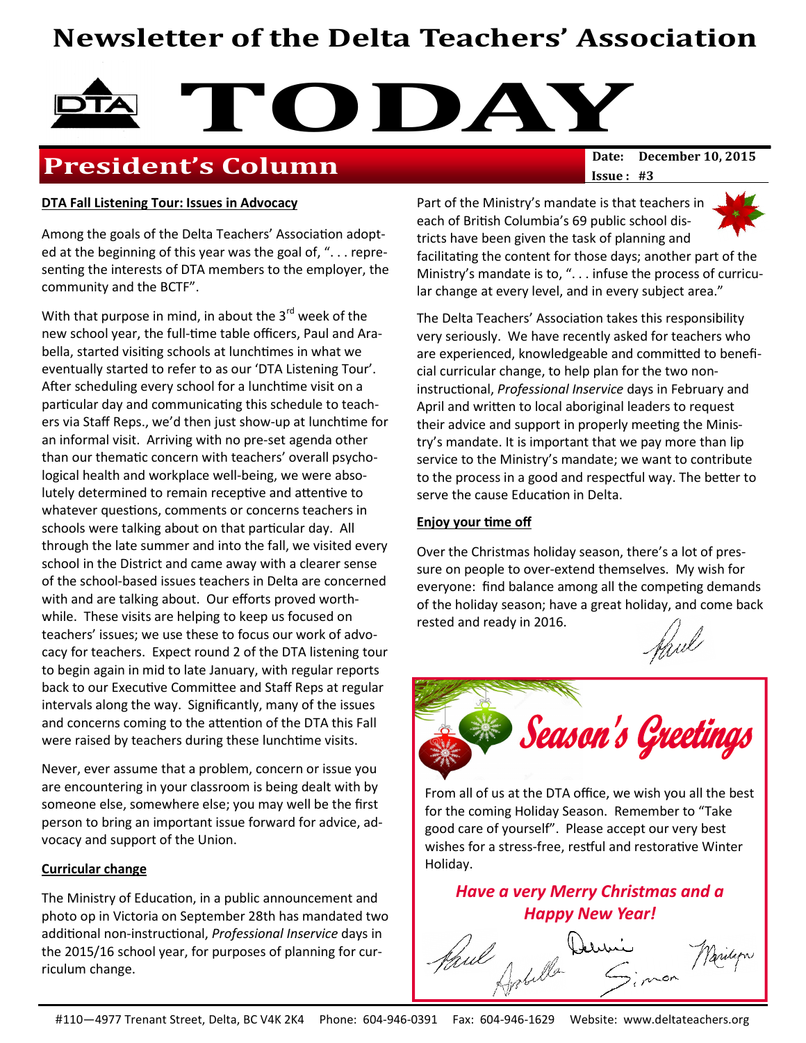# Newsletter of the Delta Teachers' Association

# TODAY

## President's Column

**Date:** December 10, 2015
**Issue :** #3

**DTA Fall Listening Tour: Issues in Advocacy**

Among the goals of the Delta Teachers' Association adopted at the beginning of this year was the goal of, ". . . representing the interests of DTA members to the employer, the community and the BCTF".

With that purpose in mind, in about the 3rd week of the new school year, the full-time table officers, Paul and Arabella, started visiting schools at lunchtimes in what we eventually started to refer to as our 'DTA Listening Tour'. After scheduling every school for a lunchtime visit on a particular day and communicating this schedule to teachers via Staff Reps., we'd then just show-up at lunchtime for an informal visit. Arriving with no pre-set agenda other than our thematic concern with teachers' overall psychological health and workplace well-being, we were absolutely determined to remain receptive and attentive to whatever questions, comments or concerns teachers in schools were talking about on that particular day. All through the late summer and into the fall, we visited every school in the District and came away with a clearer sense of the school-based issues teachers in Delta are concerned with and are talking about. Our efforts proved worthwhile. These visits are helping to keep us focused on teachers' issues; we use these to focus our work of advocacy for teachers. Expect round 2 of the DTA listening tour to begin again in mid to late January, with regular reports back to our Executive Committee and Staff Reps at regular intervals along the way. Significantly, many of the issues and concerns coming to the attention of the DTA this Fall were raised by teachers during these lunchtime visits.

Never, ever assume that a problem, concern or issue you are encountering in your classroom is being dealt with by someone else, somewhere else; you may well be the first person to bring an important issue forward for advice, advocacy and support of the Union.

**Curricular change**

The Ministry of Education, in a public announcement and photo op in Victoria on September 28th has mandated two additional non-instructional, *Professional Inservice* days in the 2015/16 school year, for purposes of planning for curriculum change.

Part of the Ministry's mandate is that teachers in each of British Columbia's 69 public school districts have been given the task of planning and facilitating the content for those days; another part of the Ministry's mandate is to, ". . . infuse the process of curricular change at every level, and in every subject area."

The Delta Teachers' Association takes this responsibility very seriously. We have recently asked for teachers who are experienced, knowledgeable and committed to beneficial curricular change, to help plan for the two non-instructional, *Professional Inservice* days in February and April and written to local aboriginal leaders to request their advice and support in properly meeting the Ministry's mandate. It is important that we pay more than lip service to the Ministry's mandate; we want to contribute to the process in a good and respectful way. The better to serve the cause Education in Delta.

**Enjoy your time off**

Over the Christmas holiday season, there's a lot of pressure on people to over-extend themselves. My wish for everyone: find balance among all the competing demands of the holiday season; have a great holiday, and come back rested and ready in 2016.

Paul

### Season's Greetings

From all of us at the DTA office, we wish you all the best for the coming Holiday Season. Remember to "Take good care of yourself". Please accept our very best wishes for a stress-free, restful and restorative Winter Holiday.

***Have a very Merry Christmas and a Happy New Year!***

Paul, Arabella, Debbie, Simon, Marilyn

#110—4977 Trenant Street, Delta, BC V4K 2K4 Phone: 604-946-0391 Fax: 604-946-1629 Website: www.deltateachers.org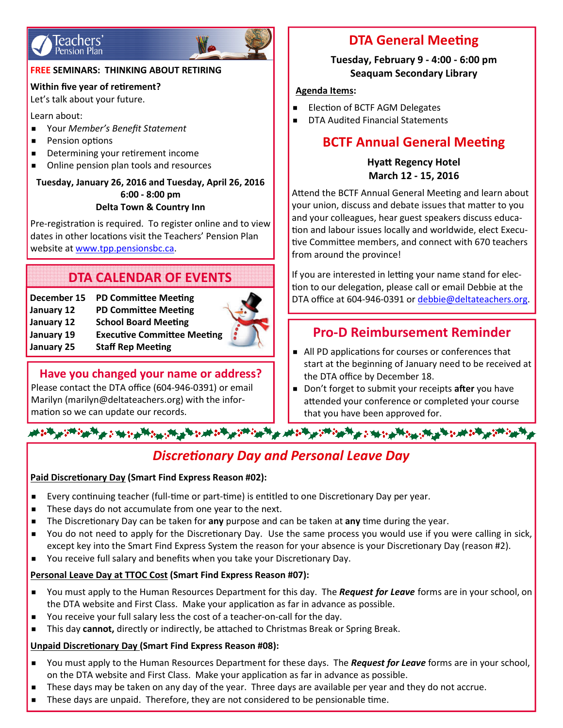Teachers' Pension Plan

**FREE SEMINARS: THINKING ABOUT RETIRING**

**Within five year of retirement?**
Let's talk about your future.

Learn about:

- Your *Member's Benefit Statement*
- Pension options
- Determining your retirement income
- Online pension plan tools and resources

**Tuesday, January 26, 2016 and Tuesday, April 26, 2016**
**6:00 - 8:00 pm**
**Delta Town & Country Inn**

Pre-registration is required. To register online and to view dates in other locations visit the Teachers' Pension Plan website at www.tpp.pensionsbc.ca.

## DTA CALENDAR OF EVENTS

| | |
|---|---|
| December 15 | PD Committee Meeting |
| January 12 | PD Committee Meeting |
| January 12 | School Board Meeting |
| January 19 | Executive Committee Meeting |
| January 25 | Staff Rep Meeting |

## Have you changed your name or address?

Please contact the DTA office (604-946-0391) or email Marilyn (marilyn@deltateachers.org) with the information so we can update our records.

## DTA General Meeting

**Tuesday, February 9 - 4:00 - 6:00 pm**
**Seaquam Secondary Library**

**Agenda Items:**

- Election of BCTF AGM Delegates
- DTA Audited Financial Statements

## BCTF Annual General Meeting

**Hyatt Regency Hotel**
**March 12 - 15, 2016**

Attend the BCTF Annual General Meeting and learn about your union, discuss and debate issues that matter to you and your colleagues, hear guest speakers discuss education and labour issues locally and worldwide, elect Executive Committee members, and connect with 670 teachers from around the province!

If you are interested in letting your name stand for election to our delegation, please call or email Debbie at the DTA office at 604-946-0391 or debbie@deltateachers.org.

## Pro-D Reimbursement Reminder

- All PD applications for courses or conferences that start at the beginning of January need to be received at the DTA office by December 18.
- Don't forget to submit your receipts **after** you have attended your conference or completed your course that you have been approved for.

## *Discretionary Day and Personal Leave Day*

**Paid Discretionary Day (Smart Find Express Reason #02):**

- Every continuing teacher (full-time or part-time) is entitled to one Discretionary Day per year.
- These days do not accumulate from one year to the next.
- The Discretionary Day can be taken for **any** purpose and can be taken at **any** time during the year.
- You do not need to apply for the Discretionary Day. Use the same process you would use if you were calling in sick, except key into the Smart Find Express System the reason for your absence is your Discretionary Day (reason #2).
- You receive full salary and benefits when you take your Discretionary Day.

**Personal Leave Day at TTOC Cost (Smart Find Express Reason #07):**

- You must apply to the Human Resources Department for this day. The ***Request for Leave*** forms are in your school, on the DTA website and First Class. Make your application as far in advance as possible.
- You receive your full salary less the cost of a teacher-on-call for the day.
- This day **cannot,** directly or indirectly, be attached to Christmas Break or Spring Break.

**Unpaid Discretionary Day (Smart Find Express Reason #08):**

- You must apply to the Human Resources Department for these days. The ***Request for Leave*** forms are in your school, on the DTA website and First Class. Make your application as far in advance as possible.
- These days may be taken on any day of the year. Three days are available per year and they do not accrue.
- These days are unpaid. Therefore, they are not considered to be pensionable time.